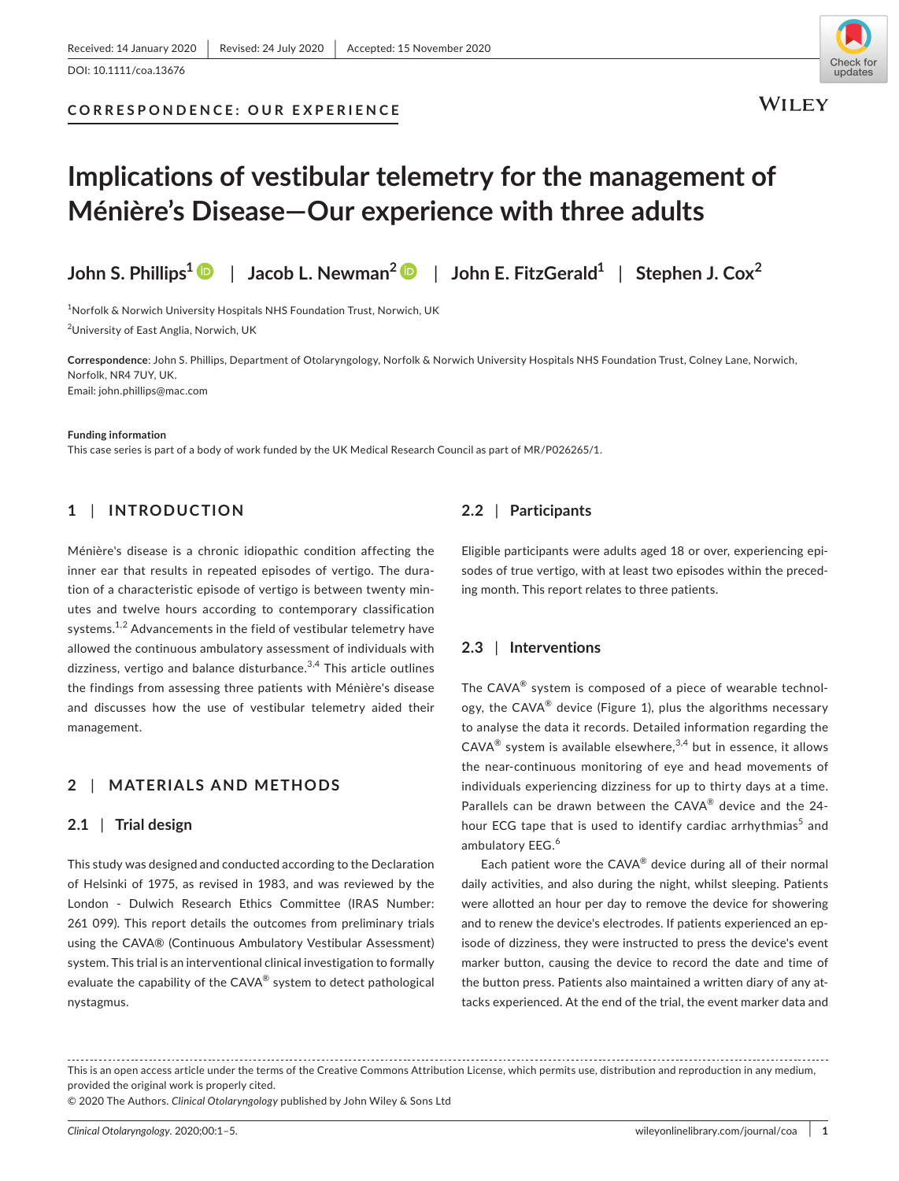Received: 14 January 2020 | Revised: 24 July 2020 | Accepted: 15 November 2020

DOI: 10.1111/coa.13676

**CORRESPONDENCE: OUR EXPERIENCE**

# Implications of vestibular telemetry for the management of Ménière's Disease—Our experience with three adults

**John S. Phillips**[1] | **Jacob L. Newman**[2] | **John E. FitzGerald**[1] | **Stephen J. Cox**[2]

[1]Norfolk & Norwich University Hospitals NHS Foundation Trust, Norwich, UK

[2]University of East Anglia, Norwich, UK

**Correspondence**: John S. Phillips, Department of Otolaryngology, Norfolk & Norwich University Hospitals NHS Foundation Trust, Colney Lane, Norwich, Norfolk, NR4 7UY, UK.
Email: john.phillips@mac.com

**Funding information**
This case series is part of a body of work funded by the UK Medical Research Council as part of MR/P026265/1.

## 1 | INTRODUCTION

Ménière's disease is a chronic idiopathic condition affecting the inner ear that results in repeated episodes of vertigo. The duration of a characteristic episode of vertigo is between twenty minutes and twelve hours according to contemporary classification systems.[1,2] Advancements in the field of vestibular telemetry have allowed the continuous ambulatory assessment of individuals with dizziness, vertigo and balance disturbance.[3,4] This article outlines the findings from assessing three patients with Ménière's disease and discusses how the use of vestibular telemetry aided their management.

## 2 | MATERIALS AND METHODS

### 2.1 | Trial design

This study was designed and conducted according to the Declaration of Helsinki of 1975, as revised in 1983, and was reviewed by the London - Dulwich Research Ethics Committee (IRAS Number: 261 099). This report details the outcomes from preliminary trials using the CAVA® (Continuous Ambulatory Vestibular Assessment) system. This trial is an interventional clinical investigation to formally evaluate the capability of the CAVA® system to detect pathological nystagmus.

### 2.2 | Participants

Eligible participants were adults aged 18 or over, experiencing episodes of true vertigo, with at least two episodes within the preceding month. This report relates to three patients.

### 2.3 | Interventions

The CAVA® system is composed of a piece of wearable technology, the CAVA® device (Figure 1), plus the algorithms necessary to analyse the data it records. Detailed information regarding the CAVA® system is available elsewhere,[3,4] but in essence, it allows the near-continuous monitoring of eye and head movements of individuals experiencing dizziness for up to thirty days at a time. Parallels can be drawn between the CAVA® device and the 24-hour ECG tape that is used to identify cardiac arrhythmias[5] and ambulatory EEG.[6]

Each patient wore the CAVA® device during all of their normal daily activities, and also during the night, whilst sleeping. Patients were allotted an hour per day to remove the device for showering and to renew the device's electrodes. If patients experienced an episode of dizziness, they were instructed to press the device's event marker button, causing the device to record the date and time of the button press. Patients also maintained a written diary of any attacks experienced. At the end of the trial, the event marker data and

This is an open access article under the terms of the Creative Commons Attribution License, which permits use, distribution and reproduction in any medium, provided the original work is properly cited.
© 2020 The Authors. *Clinical Otolaryngology* published by John Wiley & Sons Ltd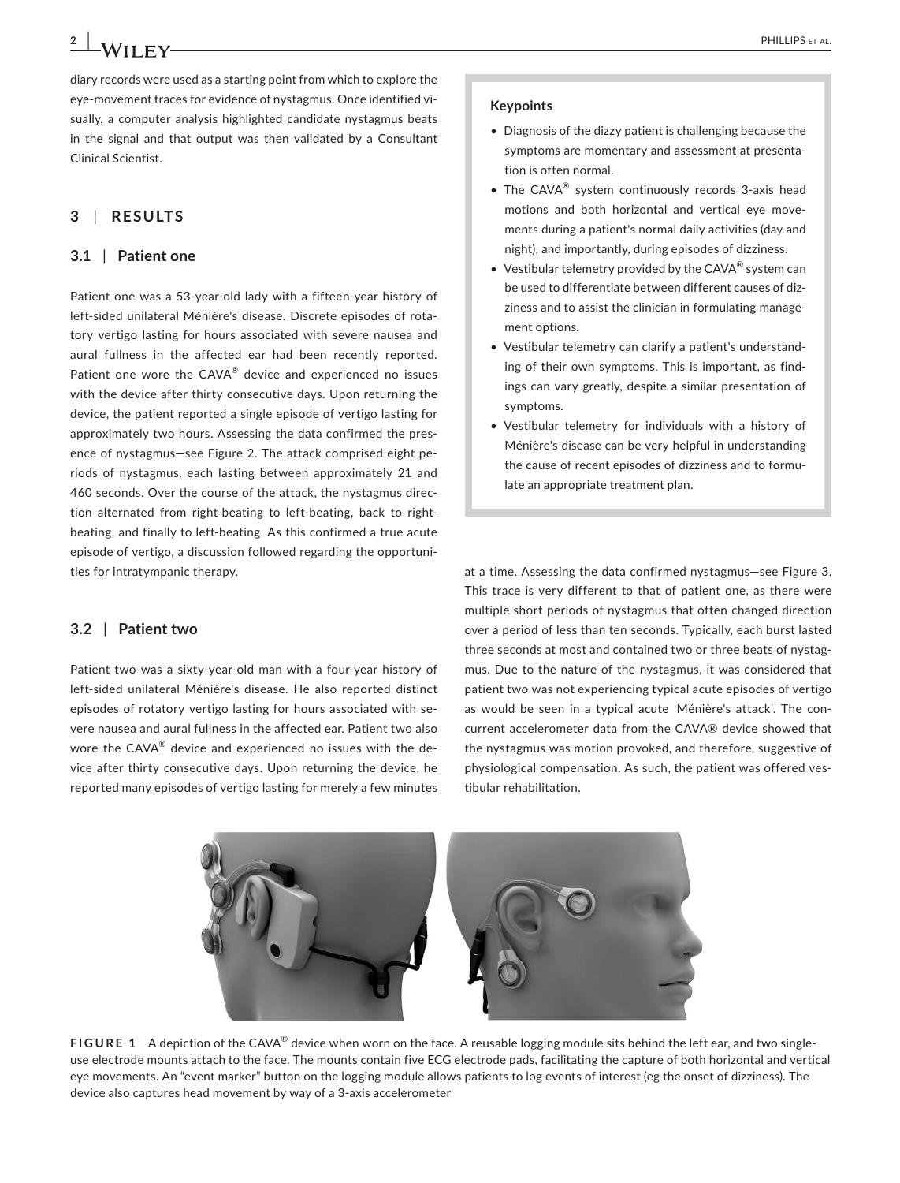diary records were used as a starting point from which to explore the eye-movement traces for evidence of nystagmus. Once identified visually, a computer analysis highlighted candidate nystagmus beats in the signal and that output was then validated by a Consultant Clinical Scientist.

## 3 | RESULTS

### 3.1 | Patient one

Patient one was a 53-year-old lady with a fifteen-year history of left-sided unilateral Ménière's disease. Discrete episodes of rotatory vertigo lasting for hours associated with severe nausea and aural fullness in the affected ear had been recently reported. Patient one wore the CAVA® device and experienced no issues with the device after thirty consecutive days. Upon returning the device, the patient reported a single episode of vertigo lasting for approximately two hours. Assessing the data confirmed the presence of nystagmus—see Figure 2. The attack comprised eight periods of nystagmus, each lasting between approximately 21 and 460 seconds. Over the course of the attack, the nystagmus direction alternated from right-beating to left-beating, back to right-beating, and finally to left-beating. As this confirmed a true acute episode of vertigo, a discussion followed regarding the opportunities for intratympanic therapy.

### 3.2 | Patient two

Patient two was a sixty-year-old man with a four-year history of left-sided unilateral Ménière's disease. He also reported distinct episodes of rotatory vertigo lasting for hours associated with severe nausea and aural fullness in the affected ear. Patient two also wore the CAVA® device and experienced no issues with the device after thirty consecutive days. Upon returning the device, he reported many episodes of vertigo lasting for merely a few minutes at a time. Assessing the data confirmed nystagmus—see Figure 3. This trace is very different to that of patient one, as there were multiple short periods of nystagmus that often changed direction over a period of less than ten seconds. Typically, each burst lasted three seconds at most and contained two or three beats of nystagmus. Due to the nature of the nystagmus, it was considered that patient two was not experiencing typical acute episodes of vertigo as would be seen in a typical acute 'Ménière's attack'. The concurrent accelerometer data from the CAVA® device showed that the nystagmus was motion provoked, and therefore, suggestive of physiological compensation. As such, the patient was offered vestibular rehabilitation.

**Keypoints**

- Diagnosis of the dizzy patient is challenging because the symptoms are momentary and assessment at presentation is often normal.
- The CAVA® system continuously records 3-axis head motions and both horizontal and vertical eye movements during a patient's normal daily activities (day and night), and importantly, during episodes of dizziness.
- Vestibular telemetry provided by the CAVA® system can be used to differentiate between different causes of dizziness and to assist the clinician in formulating management options.
- Vestibular telemetry can clarify a patient's understanding of their own symptoms. This is important, as findings can vary greatly, despite a similar presentation of symptoms.
- Vestibular telemetry for individuals with a history of Ménière's disease can be very helpful in understanding the cause of recent episodes of dizziness and to formulate an appropriate treatment plan.

**FIGURE 1** A depiction of the CAVA® device when worn on the face. A reusable logging module sits behind the left ear, and two single-use electrode mounts attach to the face. The mounts contain five ECG electrode pads, facilitating the capture of both horizontal and vertical eye movements. An "event marker" button on the logging module allows patients to log events of interest (eg the onset of dizziness). The device also captures head movement by way of a 3-axis accelerometer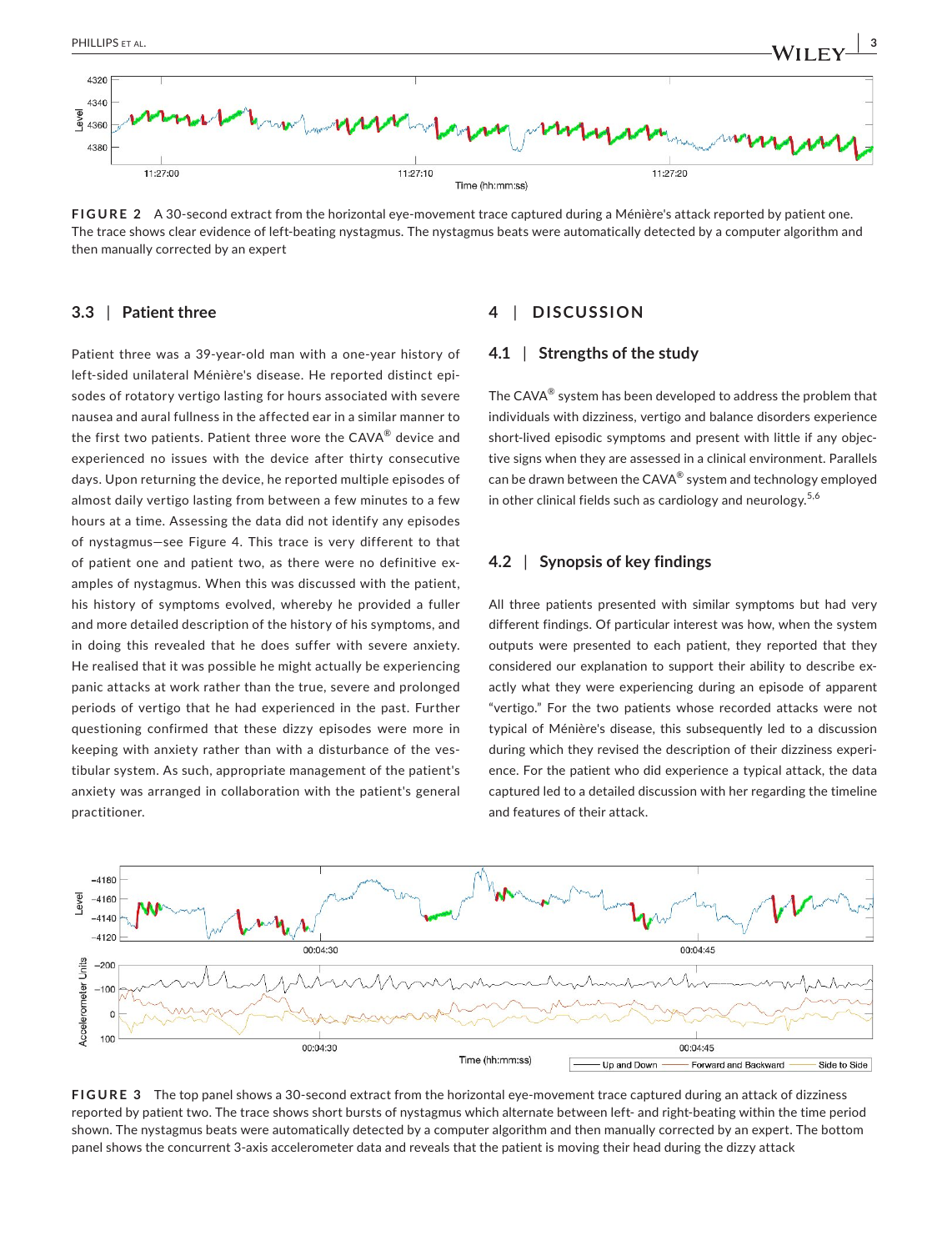**FIGURE 2** A 30-second extract from the horizontal eye-movement trace captured during a Ménière's attack reported by patient one. The trace shows clear evidence of left-beating nystagmus. The nystagmus beats were automatically detected by a computer algorithm and then manually corrected by an expert

### 3.3 | Patient three

Patient three was a 39-year-old man with a one-year history of left-sided unilateral Ménière's disease. He reported distinct episodes of rotatory vertigo lasting for hours associated with severe nausea and aural fullness in the affected ear in a similar manner to the first two patients. Patient three wore the CAVA® device and experienced no issues with the device after thirty consecutive days. Upon returning the device, he reported multiple episodes of almost daily vertigo lasting from between a few minutes to a few hours at a time. Assessing the data did not identify any episodes of nystagmus—see Figure 4. This trace is very different to that of patient one and patient two, as there were no definitive examples of nystagmus. When this was discussed with the patient, his history of symptoms evolved, whereby he provided a fuller and more detailed description of the history of his symptoms, and in doing this revealed that he does suffer with severe anxiety. He realised that it was possible he might actually be experiencing panic attacks at work rather than the true, severe and prolonged periods of vertigo that he had experienced in the past. Further questioning confirmed that these dizzy episodes were more in keeping with anxiety rather than with a disturbance of the vestibular system. As such, appropriate management of the patient's anxiety was arranged in collaboration with the patient's general practitioner.

## 4 | DISCUSSION

### 4.1 | Strengths of the study

The CAVA® system has been developed to address the problem that individuals with dizziness, vertigo and balance disorders experience short-lived episodic symptoms and present with little if any objective signs when they are assessed in a clinical environment. Parallels can be drawn between the CAVA® system and technology employed in other clinical fields such as cardiology and neurology.[5,6]

### 4.2 | Synopsis of key findings

All three patients presented with similar symptoms but had very different findings. Of particular interest was how, when the system outputs were presented to each patient, they reported that they considered our explanation to support their ability to describe exactly what they were experiencing during an episode of apparent "vertigo." For the two patients whose recorded attacks were not typical of Ménière's disease, this subsequently led to a discussion during which they revised the description of their dizziness experience. For the patient who did experience a typical attack, the data captured led to a detailed discussion with her regarding the timeline and features of their attack.

**FIGURE 3** The top panel shows a 30-second extract from the horizontal eye-movement trace captured during an attack of dizziness reported by patient two. The trace shows short bursts of nystagmus which alternate between left- and right-beating within the time period shown. The nystagmus beats were automatically detected by a computer algorithm and then manually corrected by an expert. The bottom panel shows the concurrent 3-axis accelerometer data and reveals that the patient is moving their head during the dizzy attack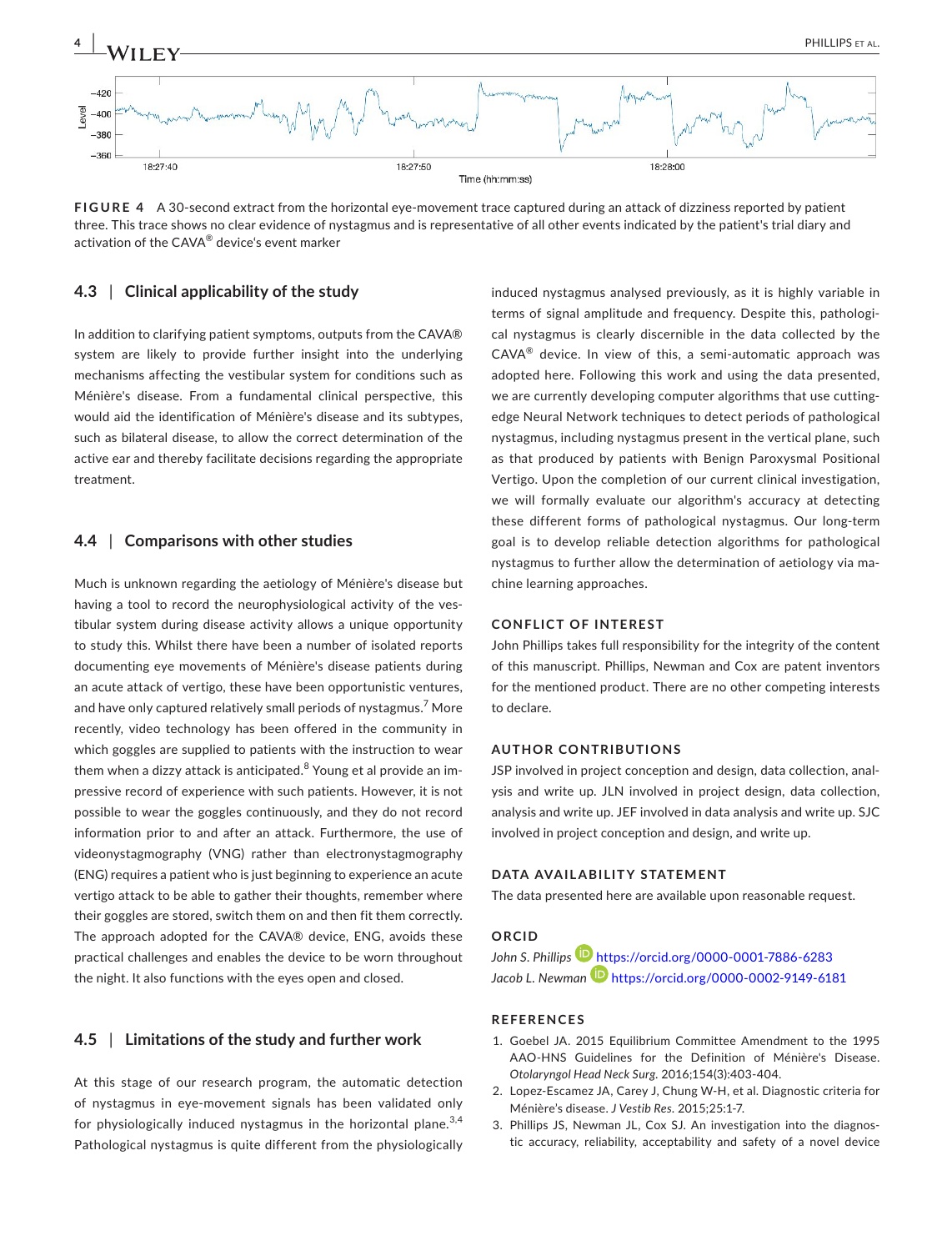FIGURE 4 A 30-second extract from the horizontal eye-movement trace captured during an attack of dizziness reported by patient three. This trace shows no clear evidence of nystagmus and is representative of all other events indicated by the patient's trial diary and activation of the CAVA® device's event marker

### 4.3 | Clinical applicability of the study

In addition to clarifying patient symptoms, outputs from the CAVA® system are likely to provide further insight into the underlying mechanisms affecting the vestibular system for conditions such as Ménière's disease. From a fundamental clinical perspective, this would aid the identification of Ménière's disease and its subtypes, such as bilateral disease, to allow the correct determination of the active ear and thereby facilitate decisions regarding the appropriate treatment.

### 4.4 | Comparisons with other studies

Much is unknown regarding the aetiology of Ménière's disease but having a tool to record the neurophysiological activity of the vestibular system during disease activity allows a unique opportunity to study this. Whilst there have been a number of isolated reports documenting eye movements of Ménière's disease patients during an acute attack of vertigo, these have been opportunistic ventures, and have only captured relatively small periods of nystagmus.[7] More recently, video technology has been offered in the community in which goggles are supplied to patients with the instruction to wear them when a dizzy attack is anticipated.[8] Young et al provide an impressive record of experience with such patients. However, it is not possible to wear the goggles continuously, and they do not record information prior to and after an attack. Furthermore, the use of videonystagmography (VNG) rather than electronystagmography (ENG) requires a patient who is just beginning to experience an acute vertigo attack to be able to gather their thoughts, remember where their goggles are stored, switch them on and then fit them correctly. The approach adopted for the CAVA® device, ENG, avoids these practical challenges and enables the device to be worn throughout the night. It also functions with the eyes open and closed.

### 4.5 | Limitations of the study and further work

At this stage of our research program, the automatic detection of nystagmus in eye-movement signals has been validated only for physiologically induced nystagmus in the horizontal plane.[3,4] Pathological nystagmus is quite different from the physiologically induced nystagmus analysed previously, as it is highly variable in terms of signal amplitude and frequency. Despite this, pathological nystagmus is clearly discernible in the data collected by the CAVA® device. In view of this, a semi-automatic approach was adopted here. Following this work and using the data presented, we are currently developing computer algorithms that use cutting-edge Neural Network techniques to detect periods of pathological nystagmus, including nystagmus present in the vertical plane, such as that produced by patients with Benign Paroxysmal Positional Vertigo. Upon the completion of our current clinical investigation, we will formally evaluate our algorithm's accuracy at detecting these different forms of pathological nystagmus. Our long-term goal is to develop reliable detection algorithms for pathological nystagmus to further allow the determination of aetiology via machine learning approaches.

## CONFLICT OF INTEREST

John Phillips takes full responsibility for the integrity of the content of this manuscript. Phillips, Newman and Cox are patent inventors for the mentioned product. There are no other competing interests to declare.

## AUTHOR CONTRIBUTIONS

JSP involved in project conception and design, data collection, analysis and write up. JLN involved in project design, data collection, analysis and write up. JEF involved in data analysis and write up. SJC involved in project conception and design, and write up.

## DATA AVAILABILITY STATEMENT

The data presented here are available upon reasonable request.

## ORCID

*John S. Phillips* https://orcid.org/0000-0001-7886-6283
*Jacob L. Newman* https://orcid.org/0000-0002-9149-6181

## REFERENCES

1. Goebel JA. 2015 Equilibrium Committee Amendment to the 1995 AAO-HNS Guidelines for the Definition of Ménière's Disease. *Otolaryngol Head Neck Surg*. 2016;154(3):403-404.
2. Lopez-Escamez JA, Carey J, Chung W-H, et al. Diagnostic criteria for Ménière's disease. *J Vestib Res*. 2015;25:1-7.
3. Phillips JS, Newman JL, Cox SJ. An investigation into the diagnostic accuracy, reliability, acceptability and safety of a novel device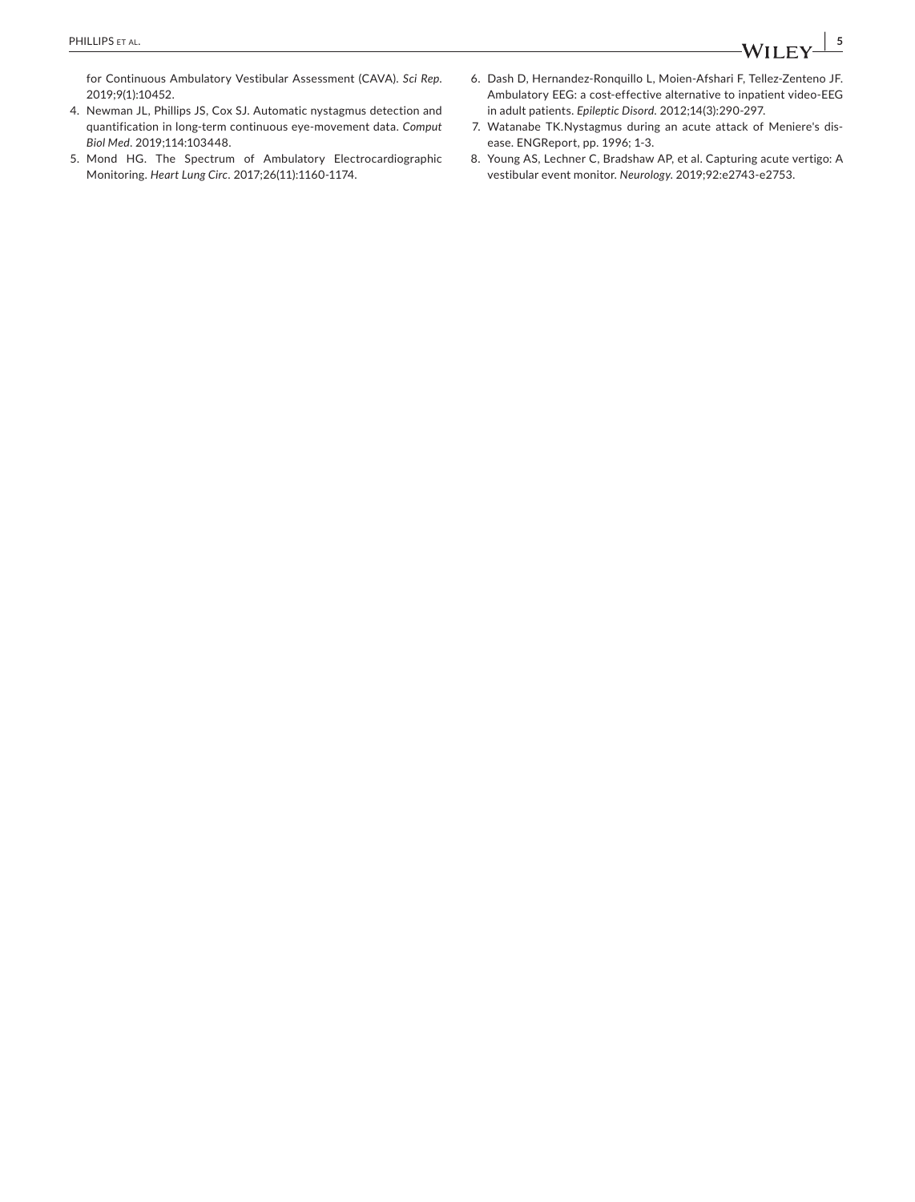for Continuous Ambulatory Vestibular Assessment (CAVA). *Sci Rep*. 2019;9(1):10452.

4. Newman JL, Phillips JS, Cox SJ. Automatic nystagmus detection and quantification in long-term continuous eye-movement data. *Comput Biol Med*. 2019;114:103448.
5. Mond HG. The Spectrum of Ambulatory Electrocardiographic Monitoring. *Heart Lung Circ*. 2017;26(11):1160-1174.
6. Dash D, Hernandez-Ronquillo L, Moien-Afshari F, Tellez-Zenteno JF. Ambulatory EEG: a cost-effective alternative to inpatient video-EEG in adult patients. *Epileptic Disord*. 2012;14(3):290-297.
7. Watanabe TK.Nystagmus during an acute attack of Meniere's disease. ENGReport, pp. 1996; 1-3.
8. Young AS, Lechner C, Bradshaw AP, et al. Capturing acute vertigo: A vestibular event monitor. *Neurology*. 2019;92:e2743-e2753.